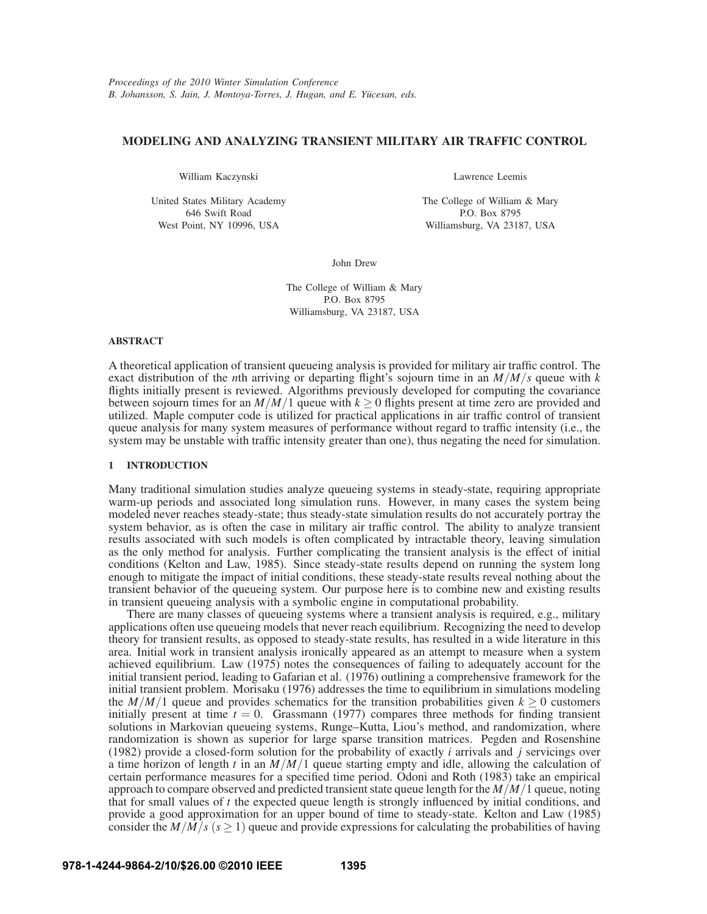*Proceedings of the 2010 Winter Simulation Conference*
*B. Johansson, S. Jain, J. Montoya-Torres, J. Hugan, and E. Yücesan, eds.*

# MODELING AND ANALYZING TRANSIENT MILITARY AIR TRAFFIC CONTROL

William Kaczynski

United States Military Academy
646 Swift Road
West Point, NY 10996, USA

Lawrence Leemis

The College of William & Mary
P.O. Box 8795
Williamsburg, VA 23187, USA

John Drew

The College of William & Mary
P.O. Box 8795
Williamsburg, VA 23187, USA

## ABSTRACT

A theoretical application of transient queueing analysis is provided for military air traffic control. The exact distribution of the $n$th arriving or departing flight's sojourn time in an $M/M/s$ queue with $k$ flights initially present is reviewed. Algorithms previously developed for computing the covariance between sojourn times for an $M/M/1$ queue with $k \geq 0$ flights present at time zero are provided and utilized. Maple computer code is utilized for practical applications in air traffic control of transient queue analysis for many system measures of performance without regard to traffic intensity (i.e., the system may be unstable with traffic intensity greater than one), thus negating the need for simulation.

## 1 INTRODUCTION

Many traditional simulation studies analyze queueing systems in steady-state, requiring appropriate warm-up periods and associated long simulation runs. However, in many cases the system being modeled never reaches steady-state; thus steady-state simulation results do not accurately portray the system behavior, as is often the case in military air traffic control. The ability to analyze transient results associated with such models is often complicated by intractable theory, leaving simulation as the only method for analysis. Further complicating the transient analysis is the effect of initial conditions (Kelton and Law, 1985). Since steady-state results depend on running the system long enough to mitigate the impact of initial conditions, these steady-state results reveal nothing about the transient behavior of the queueing system. Our purpose here is to combine new and existing results in transient queueing analysis with a symbolic engine in computational probability.

There are many classes of queueing systems where a transient analysis is required, e.g., military applications often use queueing models that never reach equilibrium. Recognizing the need to develop theory for transient results, as opposed to steady-state results, has resulted in a wide literature in this area. Initial work in transient analysis ironically appeared as an attempt to measure when a system achieved equilibrium. Law (1975) notes the consequences of failing to adequately account for the initial transient period, leading to Gafarian et al. (1976) outlining a comprehensive framework for the initial transient problem. Morisaku (1976) addresses the time to equilibrium in simulations modeling the $M/M/1$ queue and provides schematics for the transition probabilities given $k \geq 0$ customers initially present at time $t = 0$. Grassmann (1977) compares three methods for finding transient solutions in Markovian queueing systems, Runge–Kutta, Liou's method, and randomization, where randomization is shown as superior for large sparse transition matrices. Pegden and Rosenshine (1982) provide a closed-form solution for the probability of exactly $i$ arrivals and $j$ servicings over a time horizon of length $t$ in an $M/M/1$ queue starting empty and idle, allowing the calculation of certain performance measures for a specified time period. Odoni and Roth (1983) take an empirical approach to compare observed and predicted transient state queue length for the $M/M/1$ queue, noting that for small values of $t$ the expected queue length is strongly influenced by initial conditions, and provide a good approximation for an upper bound of time to steady-state. Kelton and Law (1985) consider the $M/M/s$ $(s \geq 1)$ queue and provide expressions for calculating the probabilities of having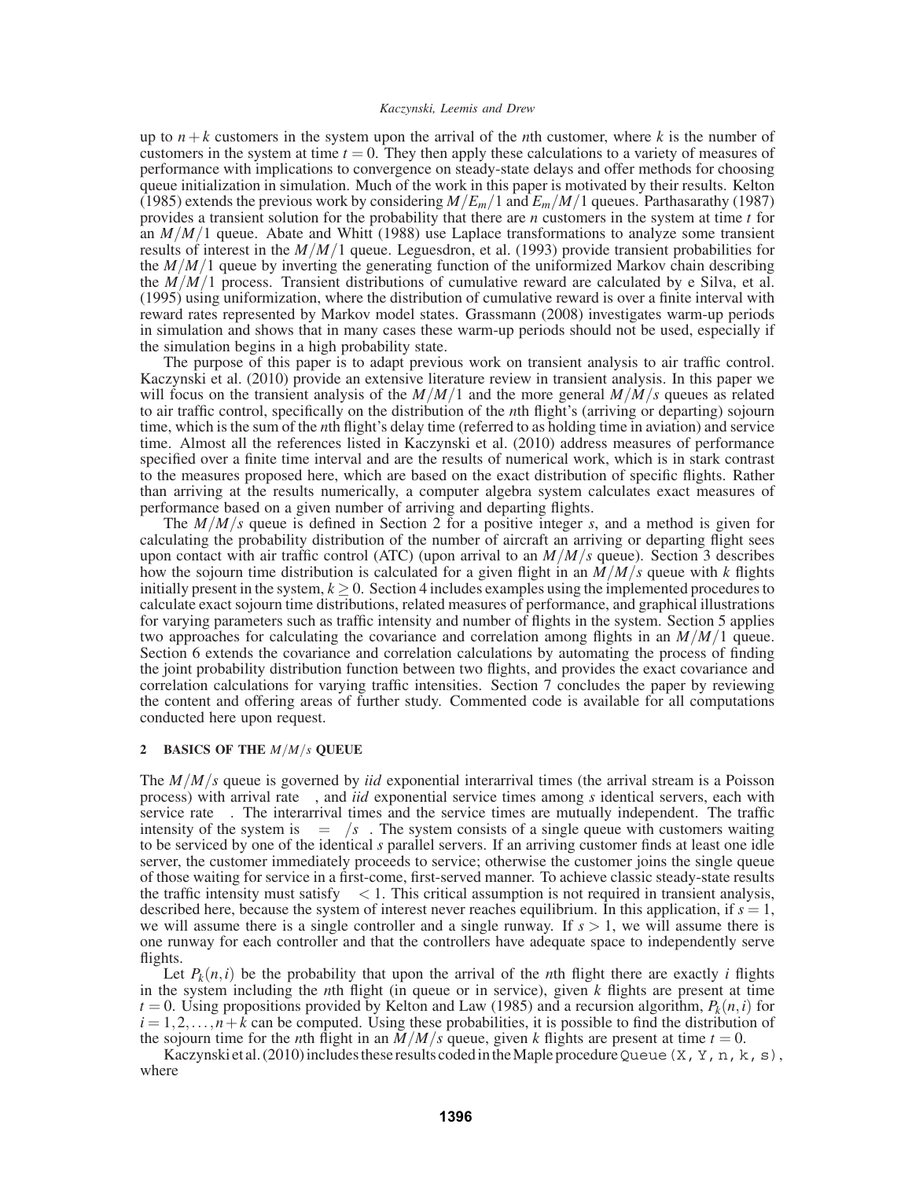up to $n+k$ customers in the system upon the arrival of the $n$th customer, where $k$ is the number of customers in the system at time $t = 0$. They then apply these calculations to a variety of measures of performance with implications to convergence on steady-state delays and offer methods for choosing queue initialization in simulation. Much of the work in this paper is motivated by their results. Kelton (1985) extends the previous work by considering $M/E_m/1$ and $E_m/M/1$ queues. Parthasarathy (1987) provides a transient solution for the probability that there are $n$ customers in the system at time $t$ for an $M/M/1$ queue. Abate and Whitt (1988) use Laplace transformations to analyze some transient results of interest in the $M/M/1$ queue. Leguesdron, et al. (1993) provide transient probabilities for the $M/M/1$ queue by inverting the generating function of the uniformized Markov chain describing the $M/M/1$ process. Transient distributions of cumulative reward are calculated by e Silva, et al. (1995) using uniformization, where the distribution of cumulative reward is over a finite interval with reward rates represented by Markov model states. Grassmann (2008) investigates warm-up periods in simulation and shows that in many cases these warm-up periods should not be used, especially if the simulation begins in a high probability state.

The purpose of this paper is to adapt previous work on transient analysis to air traffic control. Kaczynski et al. (2010) provide an extensive literature review in transient analysis. In this paper we will focus on the transient analysis of the $M/M/1$ and the more general $M/M/s$ queues as related to air traffic control, specifically on the distribution of the $n$th flight's (arriving or departing) sojourn time, which is the sum of the $n$th flight's delay time (referred to as holding time in aviation) and service time. Almost all the references listed in Kaczynski et al. (2010) address measures of performance specified over a finite time interval and are the results of numerical work, which is in stark contrast to the measures proposed here, which are based on the exact distribution of specific flights. Rather than arriving at the results numerically, a computer algebra system calculates exact measures of performance based on a given number of arriving and departing flights.

The $M/M/s$ queue is defined in Section 2 for a positive integer $s$, and a method is given for calculating the probability distribution of the number of aircraft an arriving or departing flight sees upon contact with air traffic control (ATC) (upon arrival to an $M/M/s$ queue). Section 3 describes how the sojourn time distribution is calculated for a given flight in an $M/M/s$ queue with $k$ flights initially present in the system, $k \geq 0$. Section 4 includes examples using the implemented procedures to calculate exact sojourn time distributions, related measures of performance, and graphical illustrations for varying parameters such as traffic intensity and number of flights in the system. Section 5 applies two approaches for calculating the covariance and correlation among flights in an $M/M/1$ queue. Section 6 extends the covariance and correlation calculations by automating the process of finding the joint probability distribution function between two flights, and provides the exact covariance and correlation calculations for varying traffic intensities. Section 7 concludes the paper by reviewing the content and offering areas of further study. Commented code is available for all computations conducted here upon request.

## 2 BASICS OF THE $M/M/s$ QUEUE

The $M/M/s$ queue is governed by *iid* exponential interarrival times (the arrival stream is a Poisson process) with arrival rate $\lambda$, and *iid* exponential service times among $s$ identical servers, each with service rate $\mu$. The interarrival times and the service times are mutually independent. The traffic intensity of the system is $\rho = \lambda/s\mu$. The system consists of a single queue with customers waiting to be serviced by one of the identical $s$ parallel servers. If an arriving customer finds at least one idle server, the customer immediately proceeds to service; otherwise the customer joins the single queue of those waiting for service in a first-come, first-served manner. To achieve classic steady-state results the traffic intensity must satisfy $\rho < 1$. This critical assumption is not required in transient analysis, described here, because the system of interest never reaches equilibrium. In this application, if $s = 1$, we will assume there is a single controller and a single runway. If $s > 1$, we will assume there is one runway for each controller and that the controllers have adequate space to independently serve flights.

Let $P_k(n,i)$ be the probability that upon the arrival of the $n$th flight there are exactly $i$ flights in the system including the $n$th flight (in queue or in service), given $k$ flights are present at time $t = 0$. Using propositions provided by Kelton and Law (1985) and a recursion algorithm, $P_k(n,i)$ for $i = 1, 2, \ldots, n+k$ can be computed. Using these probabilities, it is possible to find the distribution of the sojourn time for the $n$th flight in an $M/M/s$ queue, given $k$ flights are present at time $t = 0$.

Kaczynski et al. (2010) includes these results coded in the Maple procedure `Queue(X, Y, n, k, s)`, where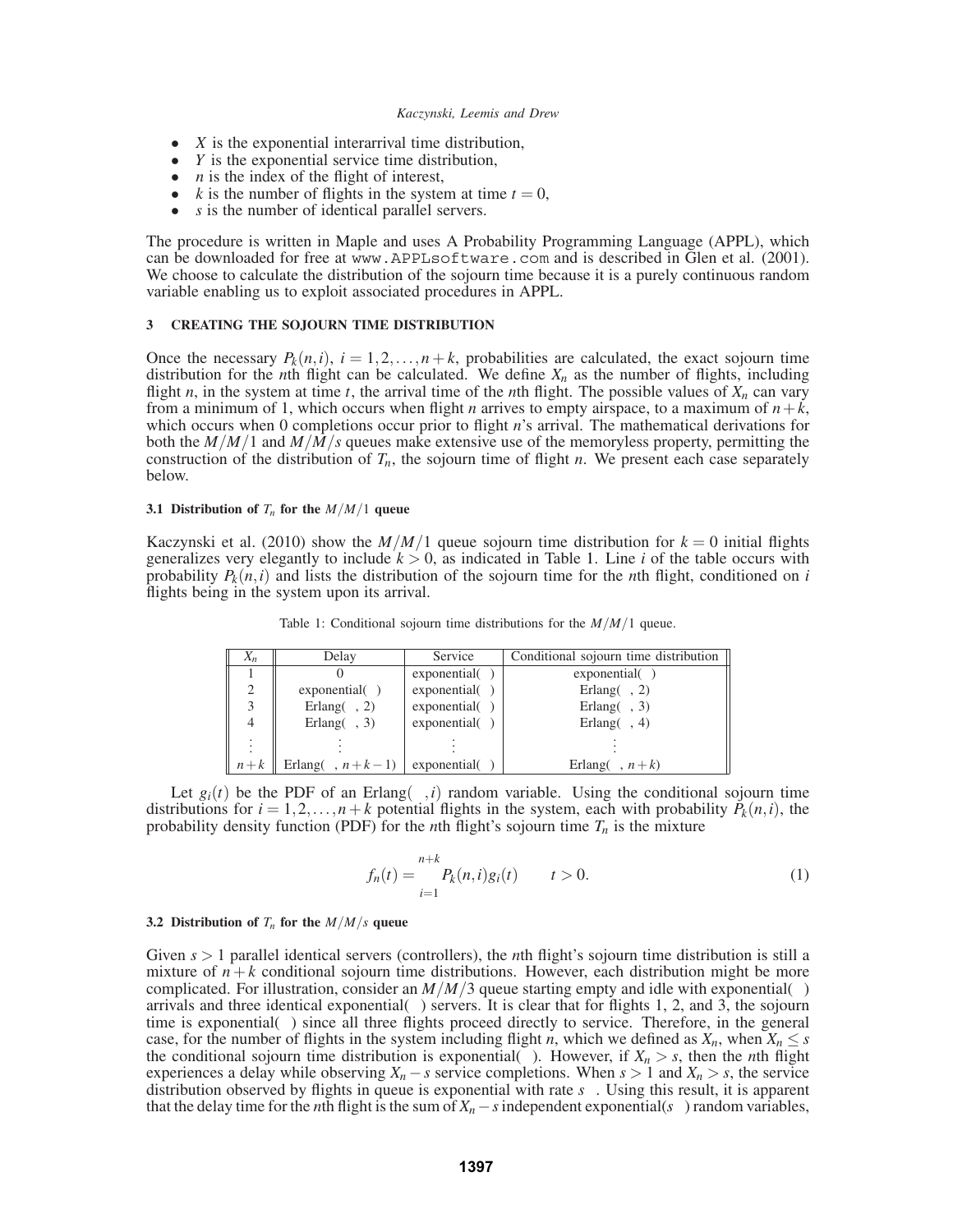- $X$ is the exponential interarrival time distribution,
- $Y$ is the exponential service time distribution,
- $n$ is the index of the flight of interest,
- $k$ is the number of flights in the system at time $t = 0$,
- $s$ is the number of identical parallel servers.

The procedure is written in Maple and uses A Probability Programming Language (APPL), which can be downloaded for free at www.APPLsoftware.com and is described in Glen et al. (2001). We choose to calculate the distribution of the sojourn time because it is a purely continuous random variable enabling us to exploit associated procedures in APPL.

## 3 CREATING THE SOJOURN TIME DISTRIBUTION

Once the necessary $P_k(n,i),\ i = 1,2,\ldots,n+k$, probabilities are calculated, the exact sojourn time distribution for the $n$th flight can be calculated. We define $X_n$ as the number of flights, including flight $n$, in the system at time $t$, the arrival time of the $n$th flight. The possible values of $X_n$ can vary from a minimum of 1, which occurs when flight $n$ arrives to empty airspace, to a maximum of $n+k$, which occurs when 0 completions occur prior to flight $n$'s arrival. The mathematical derivations for both the $M/M/1$ and $M/M/s$ queues make extensive use of the memoryless property, permitting the construction of the distribution of $T_n$, the sojourn time of flight $n$. We present each case separately below.

### 3.1 Distribution of $T_n$ for the $M/M/1$ queue

Kaczynski et al. (2010) show the $M/M/1$ queue sojourn time distribution for $k = 0$ initial flights generalizes very elegantly to include $k > 0$, as indicated in Table 1. Line $i$ of the table occurs with probability $P_k(n,i)$ and lists the distribution of the sojourn time for the $n$th flight, conditioned on $i$ flights being in the system upon its arrival.

Table 1: Conditional sojourn time distributions for the $M/M/1$ queue.

| $X_n$ | Delay | Service | Conditional sojourn time distribution |
|---|---|---|---|
| 1 | 0 | exponential($\mu$) | exponential($\mu$) |
| 2 | exponential($\mu$) | exponential($\mu$) | Erlang($\mu$, 2) |
| 3 | Erlang($\mu$, 2) | exponential($\mu$) | Erlang($\mu$, 3) |
| 4 | Erlang($\mu$, 3) | exponential($\mu$) | Erlang($\mu$, 4) |
| $\vdots$ | $\vdots$ | $\vdots$ | $\vdots$ |
| $n+k$ | Erlang($\mu$, $n+k-1$) | exponential($\mu$) | Erlang($\mu$, $n+k$) |

Let $g_i(t)$ be the PDF of an Erlang($\mu, i$) random variable. Using the conditional sojourn time distributions for $i = 1,2,\ldots,n+k$ potential flights in the system, each with probability $P_k(n,i)$, the probability density function (PDF) for the $n$th flight's sojourn time $T_n$ is the mixture

$$f_n(t) = \sum_{i=1}^{n+k} P_k(n,i) g_i(t) \qquad t > 0. \tag{1}$$

### 3.2 Distribution of $T_n$ for the $M/M/s$ queue

Given $s > 1$ parallel identical servers (controllers), the $n$th flight's sojourn time distribution is still a mixture of $n+k$ conditional sojourn time distributions. However, each distribution might be more complicated. For illustration, consider an $M/M/3$ queue starting empty and idle with exponential($\lambda$) arrivals and three identical exponential($\mu$) servers. It is clear that for flights 1, 2, and 3, the sojourn time is exponential($\mu$) since all three flights proceed directly to service. Therefore, in the general case, for the number of flights in the system including flight $n$, which we defined as $X_n$, when $X_n \le s$ the conditional sojourn time distribution is exponential($\mu$). However, if $X_n > s$, then the $n$th flight experiences a delay while observing $X_n - s$ service completions. When $s > 1$ and $X_n > s$, the service distribution observed by flights in queue is exponential with rate $s\mu$. Using this result, it is apparent that the delay time for the $n$th flight is the sum of $X_n - s$ independent exponential($s\mu$) random variables,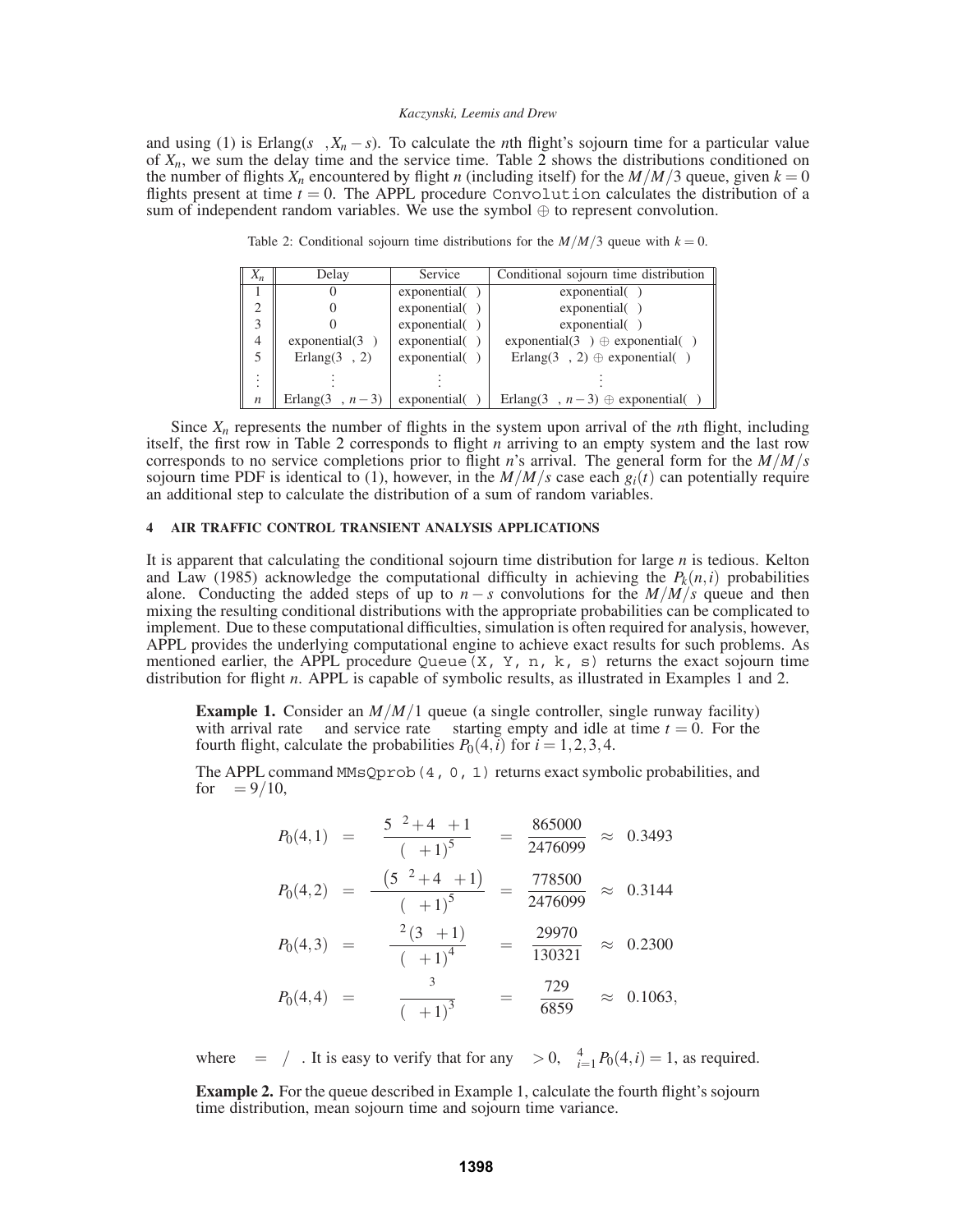and using (1) is Erlang($s\mu$, $X_n - s$). To calculate the $n$th flight's sojourn time for a particular value of $X_n$, we sum the delay time and the service time. Table 2 shows the distributions conditioned on the number of flights $X_n$ encountered by flight $n$ (including itself) for the $M/M/3$ queue, given $k = 0$ flights present at time $t = 0$. The APPL procedure `Convolution` calculates the distribution of a sum of independent random variables. We use the symbol $\oplus$ to represent convolution.

Table 2: Conditional sojourn time distributions for the $M/M/3$ queue with $k = 0$.

| $X_n$ | Delay | Service | Conditional sojourn time distribution |
|---|---|---|---|
| 1 | 0 | exponential($\mu$) | exponential($\mu$) |
| 2 | 0 | exponential($\mu$) | exponential($\mu$) |
| 3 | 0 | exponential($\mu$) | exponential($\mu$) |
| 4 | exponential($3\mu$) | exponential($\mu$) | exponential($3\mu$) $\oplus$ exponential($\mu$) |
| 5 | Erlang($3\mu$, 2) | exponential($\mu$) | Erlang($3\mu$, 2) $\oplus$ exponential($\mu$) |
| $\vdots$ | $\vdots$ | $\vdots$ | $\vdots$ |
| $n$ | Erlang($3\mu$, $n-3$) | exponential($\mu$) | Erlang($3\mu$, $n-3$) $\oplus$ exponential($\mu$) |

Since $X_n$ represents the number of flights in the system upon arrival of the $n$th flight, including itself, the first row in Table 2 corresponds to flight $n$ arriving to an empty system and the last row corresponds to no service completions prior to flight $n$'s arrival. The general form for the $M/M/s$ sojourn time PDF is identical to (1), however, in the $M/M/s$ case each $g_i(t)$ can potentially require an additional step to calculate the distribution of a sum of random variables.

## 4 AIR TRAFFIC CONTROL TRANSIENT ANALYSIS APPLICATIONS

It is apparent that calculating the conditional sojourn time distribution for large $n$ is tedious. Kelton and Law (1985) acknowledge the computational difficulty in achieving the $P_k(n,i)$ probabilities alone. Conducting the added steps of up to $n-s$ convolutions for the $M/M/s$ queue and then mixing the resulting conditional distributions with the appropriate probabilities can be complicated to implement. Due to these computational difficulties, simulation is often required for analysis, however, APPL provides the underlying computational engine to achieve exact results for such problems. As mentioned earlier, the APPL procedure `Queue(X, Y, n, k, s)` returns the exact sojourn time distribution for flight $n$. APPL is capable of symbolic results, as illustrated in Examples 1 and 2.

**Example 1.** Consider an $M/M/1$ queue (a single controller, single runway facility) with arrival rate $\lambda$ and service rate $\mu$ starting empty and idle at time $t = 0$. For the fourth flight, calculate the probabilities $P_0(4,i)$ for $i = 1,2,3,4$.

The APPL command `MMsQprob(4, 0, 1)` returns exact symbolic probabilities, and for $\rho = 9/10$,

$$
\begin{aligned}
P_0(4,1) &= \frac{5\rho^2+4\rho+1}{(\rho+1)^5} = \frac{865000}{2476099} \approx 0.3493 \\
P_0(4,2) &= \frac{\rho\left(5\rho^2+4\rho+1\right)}{(\rho+1)^5} = \frac{778500}{2476099} \approx 0.3144 \\
P_0(4,3) &= \frac{\rho^2(3\rho+1)}{(\rho+1)^4} = \frac{29970}{130321} \approx 0.2300 \\
P_0(4,4) &= \frac{\rho^3}{(\rho+1)^3} = \frac{729}{6859} \approx 0.1063,
\end{aligned}
$$

where $\rho = \lambda/\mu$. It is easy to verify that for any $\rho > 0$, $\sum_{i=1}^{4} P_0(4,i) = 1$, as required.

**Example 2.** For the queue described in Example 1, calculate the fourth flight's sojourn time distribution, mean sojourn time and sojourn time variance.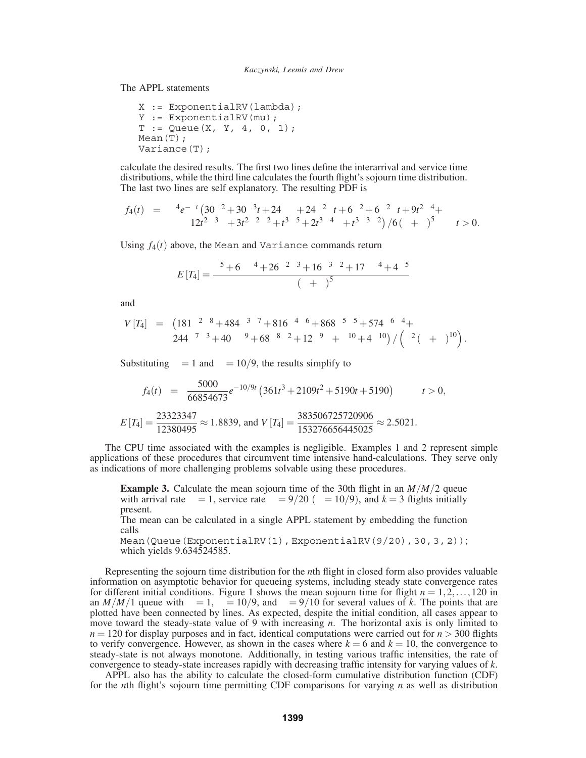The APPL statements

```
X := ExponentialRV(lambda);
Y := ExponentialRV(mu);
T := Queue(X, Y, 4, 0, 1);
Mean(T);
Variance(T);
```

calculate the desired results. The first two lines define the interarrival and service time distributions, while the third line calculates the fourth flight's sojourn time distribution. The last two lines are self explanatory. The resulting PDF is

$$
\begin{aligned}
f_4(t) \quad = \quad & \mu^4 e^{-\mu t}\big(30\lambda^2 + 30\lambda^3 t + 24\lambda\mu + 24\lambda^2\mu t + 6\mu^2 + 6\lambda\mu^2 t + 9t^2\lambda^4 + \\
& 12t^2\lambda^3\mu + 3t^2\lambda^2\mu^2 + t^3\lambda^5 + 2t^3\lambda^4\mu + t^3\lambda^3\mu^2\big)/6(\lambda+\mu)^5 \qquad t > 0.
\end{aligned}
$$

Using $f_4(t)$ above, the Mean and Variance commands return

$$
E[T_4] = \frac{\mu^5 + 6\lambda\mu^4 + 26\mu^2\lambda^3 + 16\mu^3\lambda^2 + 17\mu\lambda^4 + 4\lambda^5}{\mu(\lambda+\mu)^5}
$$

and

$$
\begin{aligned}
V[T_4] \quad = \quad & \big(181\mu^2\lambda^8 + 484\mu^3\lambda^7 + 816\mu^4\lambda^6 + 868\mu^5\lambda^5 + 574\mu^6\lambda^4 + \\
& 244\mu^7\lambda^3 + 40\mu\lambda^9 + 68\mu^8\lambda^2 + 12\mu^9\lambda + \mu^{10} + 4\lambda^{10}\big)/\Big(\mu^2(\lambda+\mu)^{10}\Big).
\end{aligned}
$$

Substituting $\lambda = 1$ and $\mu = 10/9$, the results simplify to

$$
f_4(t) \quad = \quad \frac{5000}{66854673} e^{-10/9t}\left(361t^3 + 2109t^2 + 5190t + 5190\right) \qquad t > 0,
$$

$$
E[T_4] = \frac{23323347}{12380495} \approx 1.8839, \text{ and } V[T_4] = \frac{383506725720906}{153276656445025} \approx 2.5021.
$$

The CPU time associated with the examples is negligible. Examples 1 and 2 represent simple applications of these procedures that circumvent time intensive hand-calculations. They serve only as indications of more challenging problems solvable using these procedures.

> **Example 3.** Calculate the mean sojourn time of the 30th flight in an $M/M/2$ queue with arrival rate $\lambda = 1$, service rate $\mu = 9/20$ ($\rho = 10/9$), and $k = 3$ flights initially present.
> The mean can be calculated in a single APPL statement by embedding the function calls
> `Mean(Queue(ExponentialRV(1),ExponentialRV(9/20),30,3,2));`
> which yields 9.634524585.

Representing the sojourn time distribution for the $n$th flight in closed form also provides valuable information on asymptotic behavior for queueing systems, including steady state convergence rates for different initial conditions. Figure 1 shows the mean sojourn time for flight $n = 1, 2, \ldots, 120$ in an $M/M/1$ queue with $\lambda = 1$, $\mu = 10/9$, and $\rho = 9/10$ for several values of $k$. The points that are plotted have been connected by lines. As expected, despite the initial condition, all cases appear to move toward the steady-state value of 9 with increasing $n$. The horizontal axis is only limited to $n = 120$ for display purposes and in fact, identical computations were carried out for $n > 300$ flights to verify convergence. However, as shown in the cases where $k = 6$ and $k = 10$, the convergence to steady-state is not always monotone. Additionally, in testing various traffic intensities, the rate of convergence to steady-state increases rapidly with decreasing traffic intensity for varying values of $k$.

APPL also has the ability to calculate the closed-form cumulative distribution function (CDF) for the $n$th flight's sojourn time permitting CDF comparisons for varying $n$ as well as distribution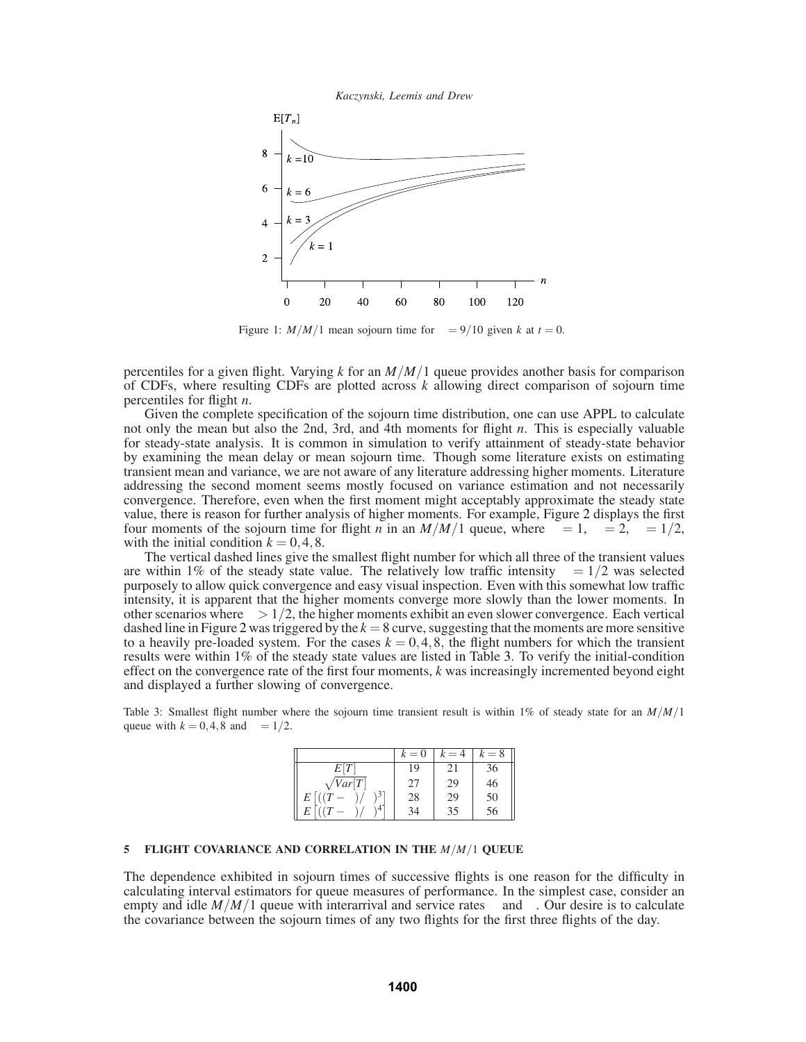E$[T_n]$

8 — $k$ =10

6 — $k$ = 6

4 — $k$ = 3

2 — $k$ = 1

$n$

0 20 40 60 80 100 120

Figure 1: $M/M/1$ mean sojourn time for $\rho = 9/10$ given $k$ at $t = 0$.

percentiles for a given flight. Varying $k$ for an $M/M/1$ queue provides another basis for comparison of CDFs, where resulting CDFs are plotted across $k$ allowing direct comparison of sojourn time percentiles for flight $n$.

Given the complete specification of the sojourn time distribution, one can use APPL to calculate not only the mean but also the 2nd, 3rd, and 4th moments for flight $n$. This is especially valuable for steady-state analysis. It is common in simulation to verify attainment of steady-state behavior by examining the mean delay or mean sojourn time. Though some literature exists on estimating transient mean and variance, we are not aware of any literature addressing higher moments. Literature addressing the second moment seems mostly focused on variance estimation and not necessarily convergence. Therefore, even when the first moment might acceptably approximate the steady state value, there is reason for further analysis of higher moments. For example, Figure 2 displays the first four moments of the sojourn time for flight $n$ in an $M/M/1$ queue, where $\lambda = 1$, $\mu = 2$, $\rho = 1/2$, with the initial condition $k = 0, 4, 8$.

The vertical dashed lines give the smallest flight number for which all three of the transient values are within 1% of the steady state value. The relatively low traffic intensity $\rho = 1/2$ was selected purposely to allow quick convergence and easy visual inspection. Even with this somewhat low traffic intensity, it is apparent that the higher moments converge more slowly than the lower moments. In other scenarios where $\rho > 1/2$, the higher moments exhibit an even slower convergence. Each vertical dashed line in Figure 2 was triggered by the $k = 8$ curve, suggesting that the moments are more sensitive to a heavily pre-loaded system. For the cases $k = 0, 4, 8$, the flight numbers for which the transient results were within 1% of the steady state values are listed in Table 3. To verify the initial-condition effect on the convergence rate of the first four moments, $k$ was increasingly incremented beyond eight and displayed a further slowing of convergence.

Table 3: Smallest flight number where the sojourn time transient result is within 1% of steady state for an $M/M/1$ queue with $k = 0, 4, 8$ and $\rho = 1/2$.

| | $k = 0$ | $k = 4$ | $k = 8$ |
|---|---|---|---|
| $E[T]$ | 19 | 21 | 36 |
| $\sqrt{Var[T]}$ | 27 | 29 | 46 |
| $E\left[((T-\mu)/\sigma)^3\right]$ | 28 | 29 | 50 |
| $E\left[((T-\mu)/\sigma)^4\right]$ | 34 | 35 | 56 |

## 5 FLIGHT COVARIANCE AND CORRELATION IN THE $M/M/1$ QUEUE

The dependence exhibited in sojourn times of successive flights is one reason for the difficulty in calculating interval estimators for queue measures of performance. In the simplest case, consider an empty and idle $M/M/1$ queue with interarrival and service rates $\lambda$ and $\mu$. Our desire is to calculate the covariance between the sojourn times of any two flights for the first three flights of the day.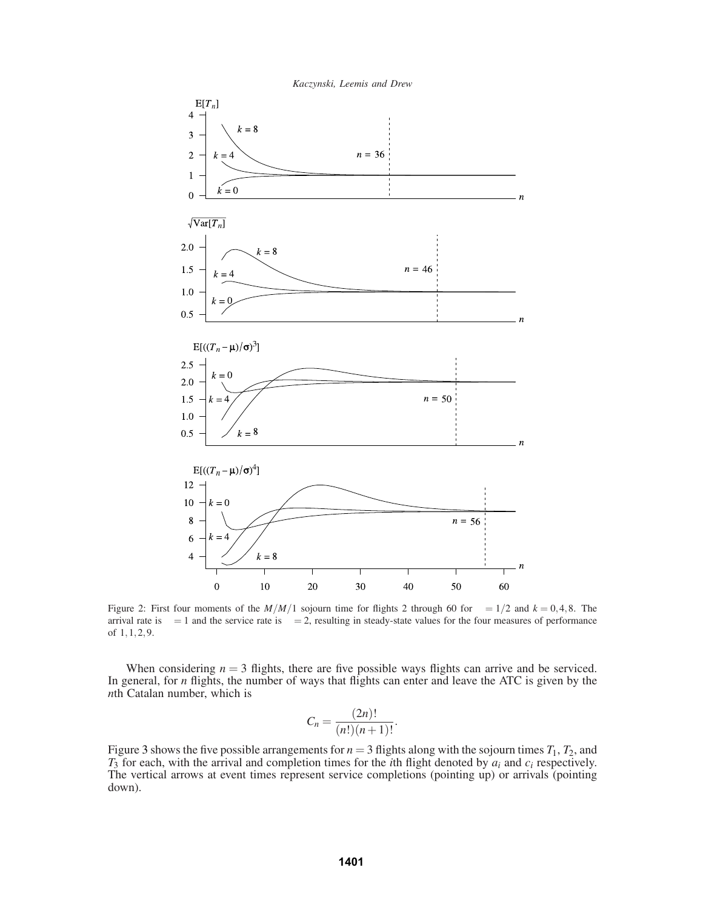Figure 2: First four moments of the $M/M/1$ sojourn time for flights 2 through 60 for $\rho = 1/2$ and $k = 0, 4, 8$. The arrival rate is $\lambda = 1$ and the service rate is $\mu = 2$, resulting in steady-state values for the four measures of performance of $1, 1, 2, 9$.

When considering $n = 3$ flights, there are five possible ways flights can arrive and be serviced. In general, for $n$ flights, the number of ways that flights can enter and leave the ATC is given by the $n$th Catalan number, which is

$$C_n = \frac{(2n)!}{(n!)(n+1)!}.$$

Figure 3 shows the five possible arrangements for $n = 3$ flights along with the sojourn times $T_1$, $T_2$, and $T_3$ for each, with the arrival and completion times for the $i$th flight denoted by $a_i$ and $c_i$ respectively. The vertical arrows at event times represent service completions (pointing up) or arrivals (pointing down).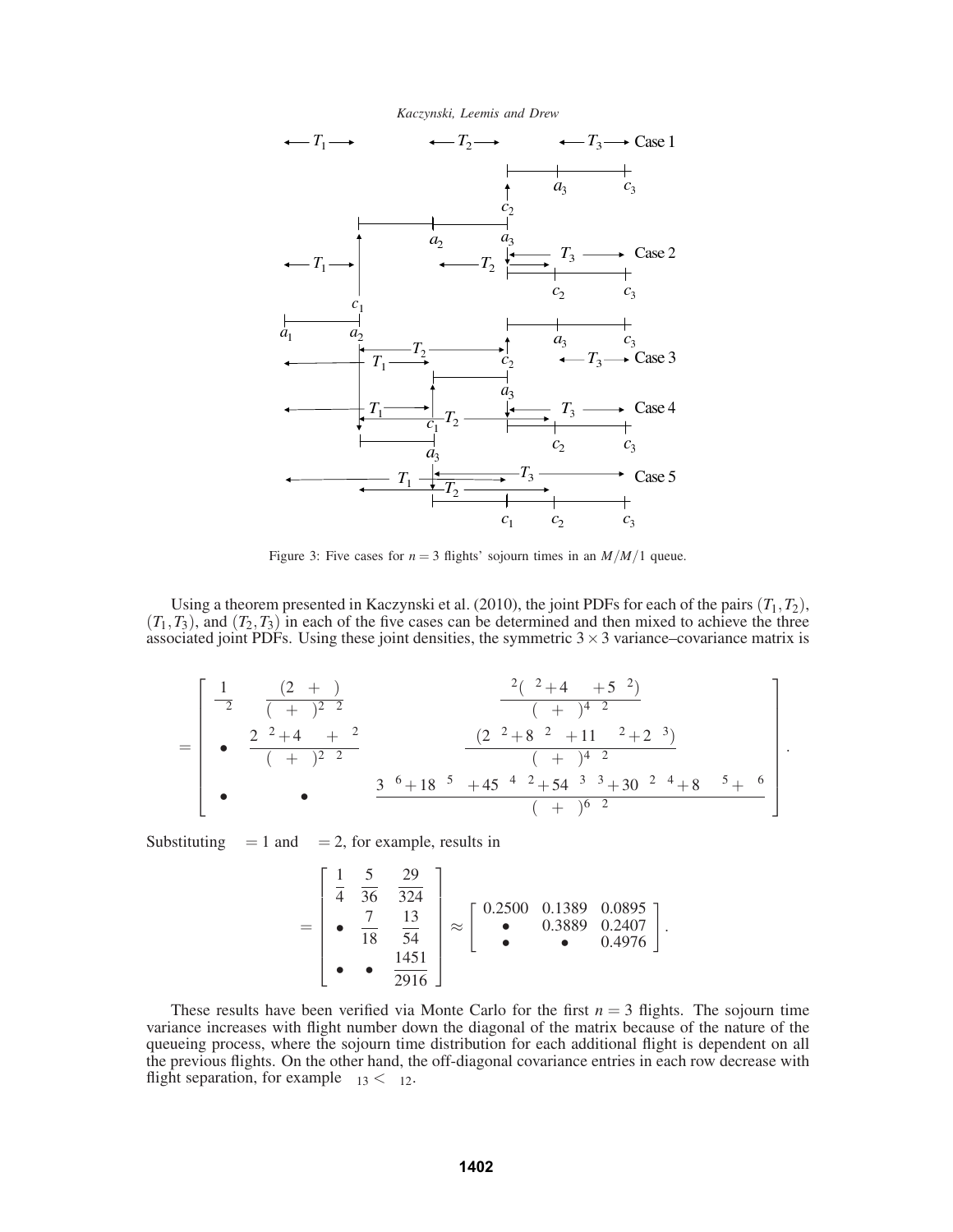Figure 3: Five cases for $n = 3$ flights' sojourn times in an $M/M/1$ queue.

Using a theorem presented in Kaczynski et al. (2010), the joint PDFs for each of the pairs $(T_1, T_2)$, $(T_1, T_3)$, and $(T_2, T_3)$ in each of the five cases can be determined and then mixed to achieve the three associated joint PDFs. Using these joint densities, the symmetric $3 \times 3$ variance–covariance matrix is

$$
\Sigma = \begin{bmatrix} \dfrac{1}{\mu^2} & \dfrac{\lambda(2\mu+\lambda)}{(\lambda+\mu)^2\mu^2} & \dfrac{\lambda^2(\lambda^2+4\lambda\mu+5\mu^2)}{(\lambda+\mu)^4\mu^2} \\ \bullet & \dfrac{2\lambda^2+4\lambda\mu+\mu^2}{(\lambda+\mu)^2\mu^2} & \dfrac{\lambda(2\lambda^3+8\lambda^2\mu+11\lambda\mu^2+2\mu^3)}{(\lambda+\mu)^4\mu^2} \\ \bullet & \bullet & \dfrac{3\lambda^6+18\lambda^5\mu+45\lambda^4\mu^2+54\lambda^3\mu^3+30\lambda^2\mu^4+8\lambda\mu^5+\mu^6}{(\lambda+\mu)^6\mu^2} \end{bmatrix}.
$$

Substituting $\lambda = 1$ and $\mu = 2$, for example, results in

$$
\Sigma = \begin{bmatrix} \dfrac{1}{4} & \dfrac{5}{36} & \dfrac{29}{324} \\ \bullet & \dfrac{7}{18} & \dfrac{13}{54} \\ \bullet & \bullet & \dfrac{1451}{2916} \end{bmatrix} \approx \begin{bmatrix} 0.2500 & 0.1389 & 0.0895 \\ \bullet & 0.3889 & 0.2407 \\ \bullet & \bullet & 0.4976 \end{bmatrix}.
$$

These results have been verified via Monte Carlo for the first $n = 3$ flights. The sojourn time variance increases with flight number down the diagonal of the matrix because of the nature of the queueing process, where the sojourn time distribution for each additional flight is dependent on all the previous flights. On the other hand, the off-diagonal covariance entries in each row decrease with flight separation, for example $\sigma_{13} < \sigma_{12}$.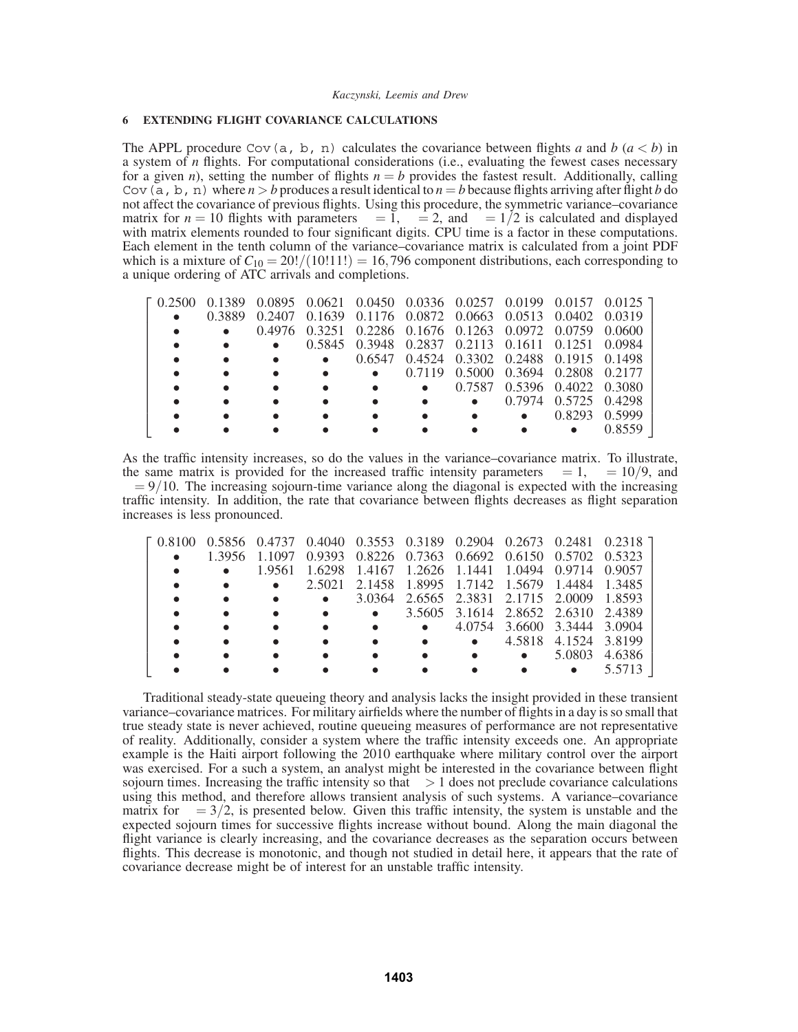## 6 EXTENDING FLIGHT COVARIANCE CALCULATIONS

The APPL procedure `Cov(a, b, n)` calculates the covariance between flights $a$ and $b$ ($a < b$) in a system of $n$ flights. For computational considerations (i.e., evaluating the fewest cases necessary for a given $n$), setting the number of flights $n = b$ provides the fastest result. Additionally, calling `Cov(a, b, n)` where $n > b$ produces a result identical to $n = b$ because flights arriving after flight $b$ do not affect the covariance of previous flights. Using this procedure, the symmetric variance–covariance matrix for $n = 10$ flights with parameters $= 1$, $= 2$, and $= 1/2$ is calculated and displayed with matrix elements rounded to four significant digits. CPU time is a factor in these computations. Each element in the tenth column of the variance–covariance matrix is calculated from a joint PDF which is a mixture of $C_{10} = 20!/(10!11!) = 16,796$ component distributions, each corresponding to a unique ordering of ATC arrivals and completions.

$$
\begin{bmatrix}
0.2500 & 0.1389 & 0.0895 & 0.0621 & 0.0450 & 0.0336 & 0.0257 & 0.0199 & 0.0157 & 0.0125 \\
\bullet & 0.3889 & 0.2407 & 0.1639 & 0.1176 & 0.0872 & 0.0663 & 0.0513 & 0.0402 & 0.0319 \\
\bullet & \bullet & 0.4976 & 0.3251 & 0.2286 & 0.1676 & 0.1263 & 0.0972 & 0.0759 & 0.0600 \\
\bullet & \bullet & \bullet & 0.5845 & 0.3948 & 0.2837 & 0.2113 & 0.1611 & 0.1251 & 0.0984 \\
\bullet & \bullet & \bullet & \bullet & 0.6547 & 0.4524 & 0.3302 & 0.2488 & 0.1915 & 0.1498 \\
\bullet & \bullet & \bullet & \bullet & \bullet & 0.7119 & 0.5000 & 0.3694 & 0.2808 & 0.2177 \\
\bullet & \bullet & \bullet & \bullet & \bullet & \bullet & 0.7587 & 0.5396 & 0.4022 & 0.3080 \\
\bullet & \bullet & \bullet & \bullet & \bullet & \bullet & \bullet & 0.7974 & 0.5725 & 0.4298 \\
\bullet & \bullet & \bullet & \bullet & \bullet & \bullet & \bullet & \bullet & 0.8293 & 0.5999 \\
\bullet & \bullet & \bullet & \bullet & \bullet & \bullet & \bullet & \bullet & \bullet & 0.8559
\end{bmatrix}
$$

As the traffic intensity increases, so do the values in the variance–covariance matrix. To illustrate, the same matrix is provided for the increased traffic intensity parameters $= 1$, $= 10/9$, and $= 9/10$. The increasing sojourn-time variance along the diagonal is expected with the increasing traffic intensity. In addition, the rate that covariance between flights decreases as flight separation increases is less pronounced.

$$
\begin{bmatrix}
0.8100 & 0.5856 & 0.4737 & 0.4040 & 0.3553 & 0.3189 & 0.2904 & 0.2673 & 0.2481 & 0.2318 \\
\bullet & 1.3956 & 1.1097 & 0.9393 & 0.8226 & 0.7363 & 0.6692 & 0.6150 & 0.5702 & 0.5323 \\
\bullet & \bullet & 1.9561 & 1.6298 & 1.4167 & 1.2626 & 1.1441 & 1.0494 & 0.9714 & 0.9057 \\
\bullet & \bullet & \bullet & 2.5021 & 2.1458 & 1.8995 & 1.7142 & 1.5679 & 1.4484 & 1.3485 \\
\bullet & \bullet & \bullet & \bullet & 3.0364 & 2.6565 & 2.3831 & 2.1715 & 2.0009 & 1.8593 \\
\bullet & \bullet & \bullet & \bullet & \bullet & 3.5605 & 3.1614 & 2.8652 & 2.6310 & 2.4389 \\
\bullet & \bullet & \bullet & \bullet & \bullet & \bullet & 4.0754 & 3.6600 & 3.3444 & 3.0904 \\
\bullet & \bullet & \bullet & \bullet & \bullet & \bullet & \bullet & 4.5818 & 4.1524 & 3.8199 \\
\bullet & \bullet & \bullet & \bullet & \bullet & \bullet & \bullet & \bullet & 5.0803 & 4.6386 \\
\bullet & \bullet & \bullet & \bullet & \bullet & \bullet & \bullet & \bullet & \bullet & 5.5713
\end{bmatrix}
$$

Traditional steady-state queueing theory and analysis lacks the insight provided in these transient variance–covariance matrices. For military airfields where the number of flights in a day is so small that true steady state is never achieved, routine queueing measures of performance are not representative of reality. Additionally, consider a system where the traffic intensity exceeds one. An appropriate example is the Haiti airport following the 2010 earthquake where military control over the airport was exercised. For a such a system, an analyst might be interested in the covariance between flight sojourn times. Increasing the traffic intensity so that $> 1$ does not preclude covariance calculations using this method, and therefore allows transient analysis of such systems. A variance–covariance matrix for $= 3/2$, is presented below. Given this traffic intensity, the system is unstable and the expected sojourn times for successive flights increase without bound. Along the main diagonal the flight variance is clearly increasing, and the covariance decreases as the separation occurs between flights. This decrease is monotonic, and though not studied in detail here, it appears that the rate of covariance decrease might be of interest for an unstable traffic intensity.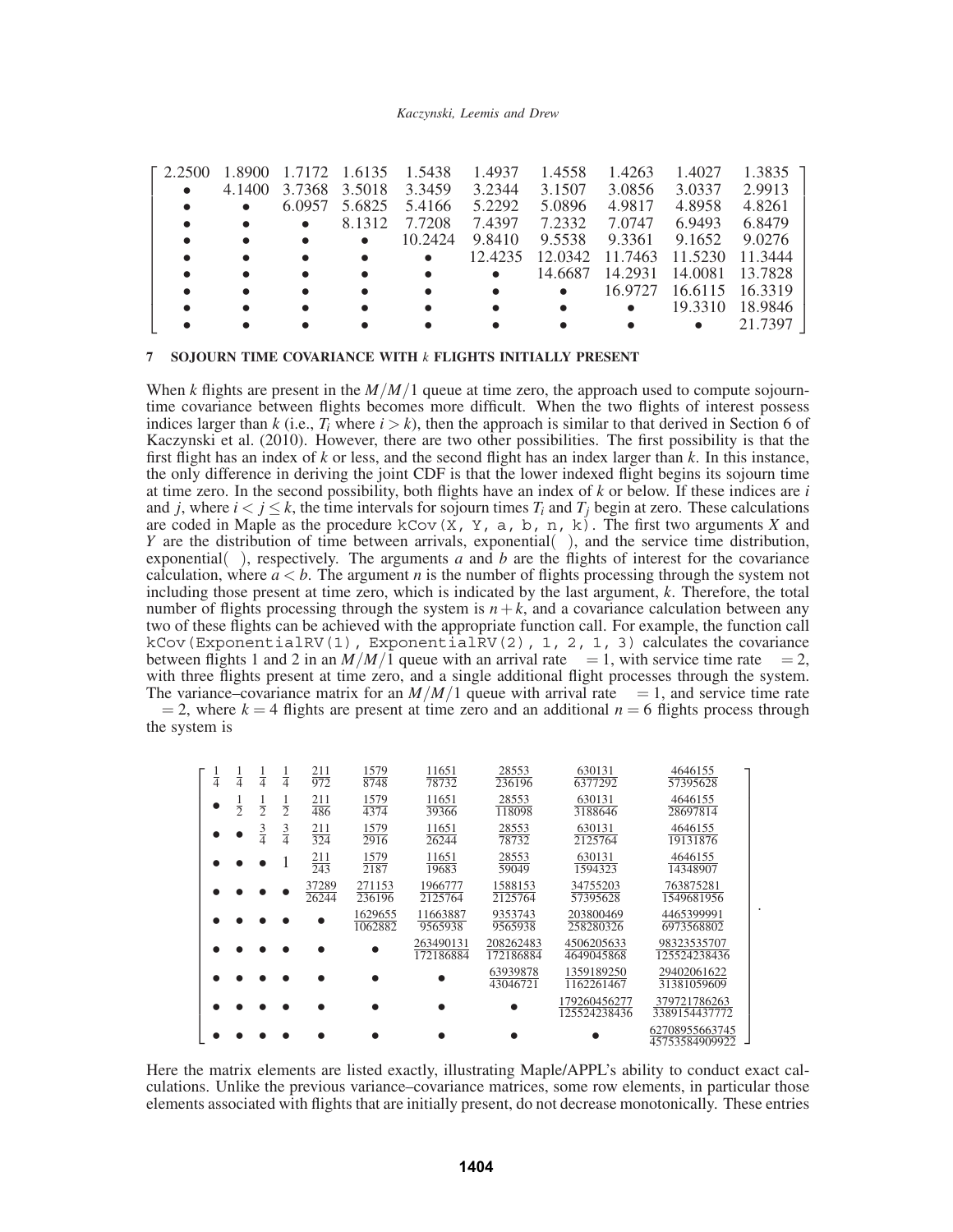$$
\begin{bmatrix}
2.2500 & 1.8900 & 1.7172 & 1.6135 & 1.5438 & 1.4937 & 1.4558 & 1.4263 & 1.4027 & 1.3835 \\
\bullet & 4.1400 & 3.7368 & 3.5018 & 3.3459 & 3.2344 & 3.1507 & 3.0856 & 3.0337 & 2.9913 \\
\bullet & \bullet & 6.0957 & 5.6825 & 5.4166 & 5.2292 & 5.0896 & 4.9817 & 4.8958 & 4.8261 \\
\bullet & \bullet & \bullet & 8.1312 & 7.7208 & 7.4397 & 7.2332 & 7.0747 & 6.9493 & 6.8479 \\
\bullet & \bullet & \bullet & \bullet & 10.2424 & 9.8410 & 9.5538 & 9.3361 & 9.1652 & 9.0276 \\
\bullet & \bullet & \bullet & \bullet & \bullet & 12.4235 & 12.0342 & 11.7463 & 11.5230 & 11.3444 \\
\bullet & \bullet & \bullet & \bullet & \bullet & \bullet & 14.6687 & 14.2931 & 14.0081 & 13.7828 \\
\bullet & \bullet & \bullet & \bullet & \bullet & \bullet & \bullet & 16.9727 & 16.6115 & 16.3319 \\
\bullet & \bullet & \bullet & \bullet & \bullet & \bullet & \bullet & \bullet & 19.3310 & 18.9846 \\
\bullet & \bullet & \bullet & \bullet & \bullet & \bullet & \bullet & \bullet & \bullet & 21.7397
\end{bmatrix}
$$

## 7 SOJOURN TIME COVARIANCE WITH $k$ FLIGHTS INITIALLY PRESENT

When $k$ flights are present in the $M/M/1$ queue at time zero, the approach used to compute sojourn-time covariance between flights becomes more difficult. When the two flights of interest possess indices larger than $k$ (i.e., $T_i$ where $i > k$), then the approach is similar to that derived in Section 6 of Kaczynski et al. (2010). However, there are two other possibilities. The first possibility is that the first flight has an index of $k$ or less, and the second flight has an index larger than $k$. In this instance, the only difference in deriving the joint CDF is that the lower indexed flight begins its sojourn time at time zero. In the second possibility, both flights have an index of $k$ or below. If these indices are $i$ and $j$, where $i < j \le k$, the time intervals for sojourn times $T_i$ and $T_j$ begin at zero. These calculations are coded in Maple as the procedure `kCov(X, Y, a, b, n, k)`. The first two arguments $X$ and $Y$ are the distribution of time between arrivals, exponential($\lambda$), and the service time distribution, exponential($\mu$), respectively. The arguments $a$ and $b$ are the flights of interest for the covariance calculation, where $a < b$. The argument $n$ is the number of flights processing through the system not including those present at time zero, which is indicated by the last argument, $k$. Therefore, the total number of flights processing through the system is $n + k$, and a covariance calculation between any two of these flights can be achieved with the appropriate function call. For example, the function call `kCov(ExponentialRV(1), ExponentialRV(2), 1, 2, 1, 3)` calculates the covariance between flights 1 and 2 in an $M/M/1$ queue with an arrival rate $\lambda = 1$, with service time rate $\mu = 2$, with three flights present at time zero, and a single additional flight processes through the system. The variance–covariance matrix for an $M/M/1$ queue with arrival rate $\lambda = 1$, and service time rate $\mu = 2$, where $k = 4$ flights are present at time zero and an additional $n = 6$ flights process through the system is

$$
\begin{bmatrix}
\frac{1}{4} & \frac{1}{4} & \frac{1}{4} & \frac{1}{4} & \frac{211}{972} & \frac{1579}{8748} & \frac{11651}{78732} & \frac{28553}{236196} & \frac{630131}{6377292} & \frac{4646155}{57395628} \\
\bullet & \frac{1}{2} & \frac{1}{2} & \frac{1}{2} & \frac{211}{486} & \frac{1579}{4374} & \frac{11651}{39366} & \frac{28553}{118098} & \frac{630131}{3188646} & \frac{4646155}{28697814} \\
\bullet & \bullet & \frac{3}{4} & \frac{3}{4} & \frac{211}{324} & \frac{1579}{2916} & \frac{11651}{26244} & \frac{28553}{78732} & \frac{630131}{2125764} & \frac{4646155}{19131876} \\
\bullet & \bullet & \bullet & 1 & \frac{211}{243} & \frac{1579}{2187} & \frac{11651}{19683} & \frac{28553}{59049} & \frac{630131}{1594323} & \frac{4646155}{14348907} \\
\bullet & \bullet & \bullet & \bullet & \frac{37289}{26244} & \frac{271153}{236196} & \frac{1966777}{2125764} & \frac{1588153}{2125764} & \frac{34755203}{57395628} & \frac{763875281}{1549681956} \\
\bullet & \bullet & \bullet & \bullet & \bullet & \frac{1629655}{1062882} & \frac{11663887}{9565938} & \frac{9353743}{9565938} & \frac{203800469}{258280326} & \frac{4465399991}{6973568802} \\
\bullet & \bullet & \bullet & \bullet & \bullet & \bullet & \frac{263490131}{172186884} & \frac{208262483}{172186884} & \frac{4506205633}{4649045868} & \frac{98323535707}{125524238436} \\
\bullet & \bullet & \bullet & \bullet & \bullet & \bullet & \bullet & \frac{63939878}{43046721} & \frac{1359189250}{1162261467} & \frac{29402061622}{31381059609} \\
\bullet & \bullet & \bullet & \bullet & \bullet & \bullet & \bullet & \bullet & \frac{179260456277}{125524238436} & \frac{379721786263}{3389154437772} \\
\bullet & \bullet & \bullet & \bullet & \bullet & \bullet & \bullet & \bullet & \bullet & \frac{62708955663745}{45753584909922}
\end{bmatrix}.
$$

Here the matrix elements are listed exactly, illustrating Maple/APPL's ability to conduct exact calculations. Unlike the previous variance–covariance matrices, some row elements, in particular those elements associated with flights that are initially present, do not decrease monotonically. These entries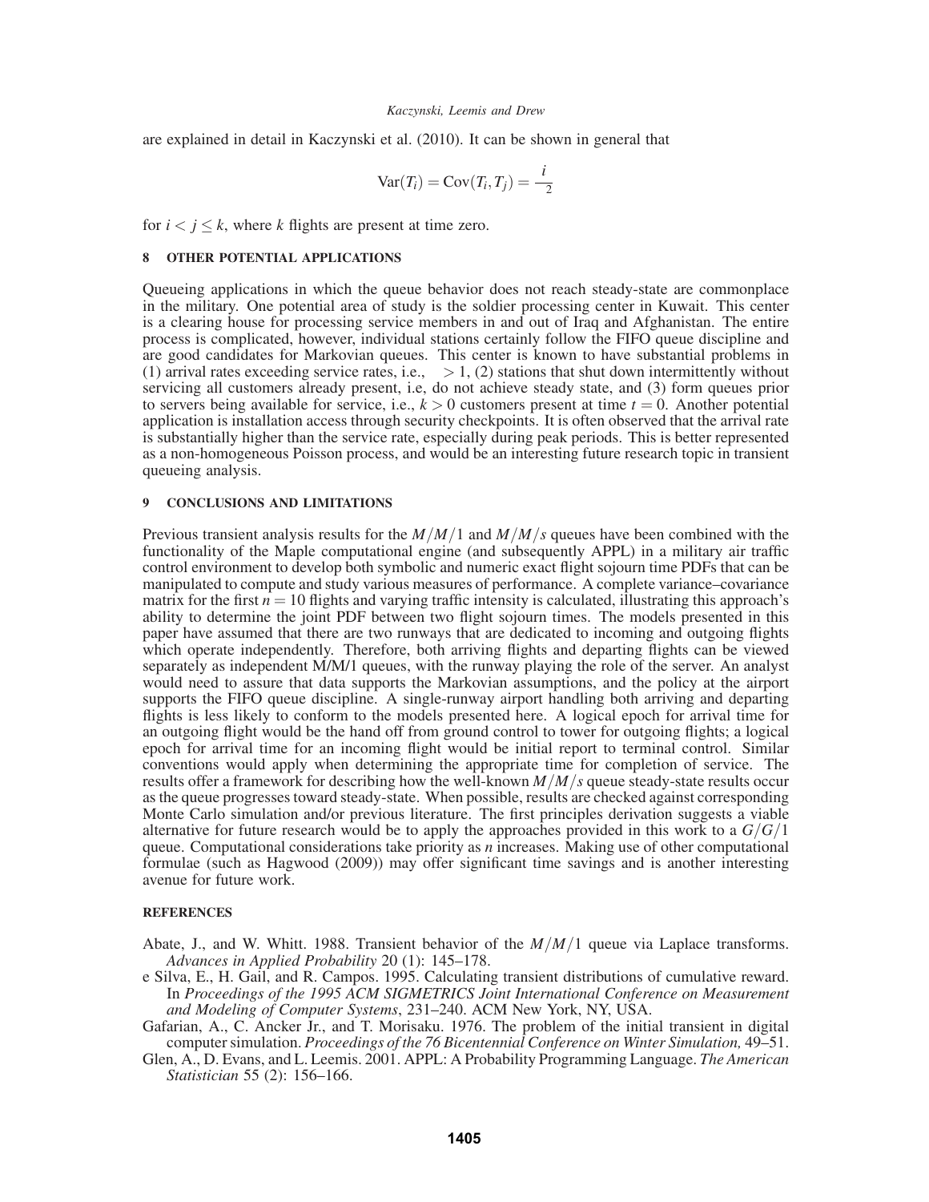are explained in detail in Kaczynski et al. (2010). It can be shown in general that

$$\text{Var}(T_i) = \text{Cov}(T_i, T_j) = \frac{i}{\ \ ^2}$$

for $i < j \leq k$, where $k$ flights are present at time zero.

## 8 OTHER POTENTIAL APPLICATIONS

Queueing applications in which the queue behavior does not reach steady-state are commonplace in the military. One potential area of study is the soldier processing center in Kuwait. This center is a clearing house for processing service members in and out of Iraq and Afghanistan. The entire process is complicated, however, individual stations certainly follow the FIFO queue discipline and are good candidates for Markovian queues. This center is known to have substantial problems in (1) arrival rates exceeding service rates, i.e., $\ > 1$, (2) stations that shut down intermittently without servicing all customers already present, i.e, do not achieve steady state, and (3) form queues prior to servers being available for service, i.e., $k > 0$ customers present at time $t = 0$. Another potential application is installation access through security checkpoints. It is often observed that the arrival rate is substantially higher than the service rate, especially during peak periods. This is better represented as a non-homogeneous Poisson process, and would be an interesting future research topic in transient queueing analysis.

## 9 CONCLUSIONS AND LIMITATIONS

Previous transient analysis results for the $M/M/1$ and $M/M/s$ queues have been combined with the functionality of the Maple computational engine (and subsequently APPL) in a military air traffic control environment to develop both symbolic and numeric exact flight sojourn time PDFs that can be manipulated to compute and study various measures of performance. A complete variance–covariance matrix for the first $n = 10$ flights and varying traffic intensity is calculated, illustrating this approach's ability to determine the joint PDF between two flight sojourn times. The models presented in this paper have assumed that there are two runways that are dedicated to incoming and outgoing flights which operate independently. Therefore, both arriving flights and departing flights can be viewed separately as independent M/M/1 queues, with the runway playing the role of the server. An analyst would need to assure that data supports the Markovian assumptions, and the policy at the airport supports the FIFO queue discipline. A single-runway airport handling both arriving and departing flights is less likely to conform to the models presented here. A logical epoch for arrival time for an outgoing flight would be the hand off from ground control to tower for outgoing flights; a logical epoch for arrival time for an incoming flight would be initial report to terminal control. Similar conventions would apply when determining the appropriate time for completion of service. The results offer a framework for describing how the well-known $M/M/s$ queue steady-state results occur as the queue progresses toward steady-state. When possible, results are checked against corresponding Monte Carlo simulation and/or previous literature. The first principles derivation suggests a viable alternative for future research would be to apply the approaches provided in this work to a $G/G/1$ queue. Computational considerations take priority as $n$ increases. Making use of other computational formulae (such as Hagwood (2009)) may offer significant time savings and is another interesting avenue for future work.

## REFERENCES

Abate, J., and W. Whitt. 1988. Transient behavior of the $M/M/1$ queue via Laplace transforms. *Advances in Applied Probability* 20 (1): 145–178.

e Silva, E., H. Gail, and R. Campos. 1995. Calculating transient distributions of cumulative reward. In *Proceedings of the 1995 ACM SIGMETRICS Joint International Conference on Measurement and Modeling of Computer Systems*, 231–240. ACM New York, NY, USA.

Gafarian, A., C. Ancker Jr., and T. Morisaku. 1976. The problem of the initial transient in digital computer simulation. *Proceedings of the 76 Bicentennial Conference on Winter Simulation,* 49–51.

Glen, A., D. Evans, and L. Leemis. 2001. APPL: A Probability Programming Language. *The American Statistician* 55 (2): 156–166.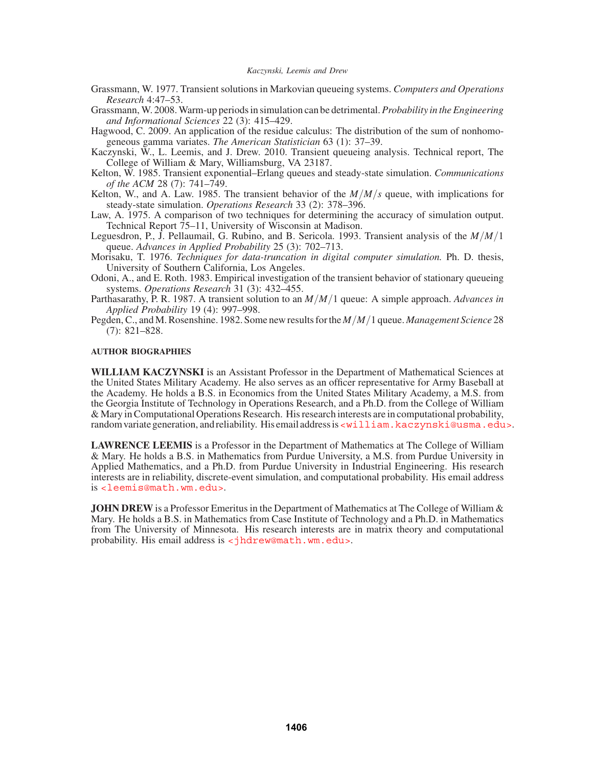Grassmann, W. 1977. Transient solutions in Markovian queueing systems. *Computers and Operations Research* 4:47–53.

Grassmann, W. 2008. Warm-up periods in simulation can be detrimental. *Probability in the Engineering and Informational Sciences* 22 (3): 415–429.

Hagwood, C. 2009. An application of the residue calculus: The distribution of the sum of nonhomogeneous gamma variates. *The American Statistician* 63 (1): 37–39.

Kaczynski, W., L. Leemis, and J. Drew. 2010. Transient queueing analysis. Technical report, The College of William & Mary, Williamsburg, VA 23187.

Kelton, W. 1985. Transient exponential–Erlang queues and steady-state simulation. *Communications of the ACM* 28 (7): 741–749.

Kelton, W., and A. Law. 1985. The transient behavior of the $M/M/s$ queue, with implications for steady-state simulation. *Operations Research* 33 (2): 378–396.

Law, A. 1975. A comparison of two techniques for determining the accuracy of simulation output. Technical Report 75–11, University of Wisconsin at Madison.

Leguesdron, P., J. Pellaumail, G. Rubino, and B. Sericola. 1993. Transient analysis of the $M/M/1$ queue. *Advances in Applied Probability* 25 (3): 702–713.

Morisaku, T. 1976. *Techniques for data-truncation in digital computer simulation.* Ph. D. thesis, University of Southern California, Los Angeles.

Odoni, A., and E. Roth. 1983. Empirical investigation of the transient behavior of stationary queueing systems. *Operations Research* 31 (3): 432–455.

Parthasarathy, P. R. 1987. A transient solution to an $M/M/1$ queue: A simple approach. *Advances in Applied Probability* 19 (4): 997–998.

Pegden, C., and M. Rosenshine. 1982. Some new results for the $M/M/1$ queue. *Management Science* 28 (7): 821–828.

## AUTHOR BIOGRAPHIES

**WILLIAM KACZYNSKI** is an Assistant Professor in the Department of Mathematical Sciences at the United States Military Academy. He also serves as an officer representative for Army Baseball at the Academy. He holds a B.S. in Economics from the United States Military Academy, a M.S. from the Georgia Institute of Technology in Operations Research, and a Ph.D. from the College of William & Mary in Computational Operations Research. His research interests are in computational probability, random variate generation, and reliability. His email address is <william.kaczynski@usma.edu>.

**LAWRENCE LEEMIS** is a Professor in the Department of Mathematics at The College of William & Mary. He holds a B.S. in Mathematics from Purdue University, a M.S. from Purdue University in Applied Mathematics, and a Ph.D. from Purdue University in Industrial Engineering. His research interests are in reliability, discrete-event simulation, and computational probability. His email address is <leemis@math.wm.edu>.

**JOHN DREW** is a Professor Emeritus in the Department of Mathematics at The College of William & Mary. He holds a B.S. in Mathematics from Case Institute of Technology and a Ph.D. in Mathematics from The University of Minnesota. His research interests are in matrix theory and computational probability. His email address is <jhdrew@math.wm.edu>.